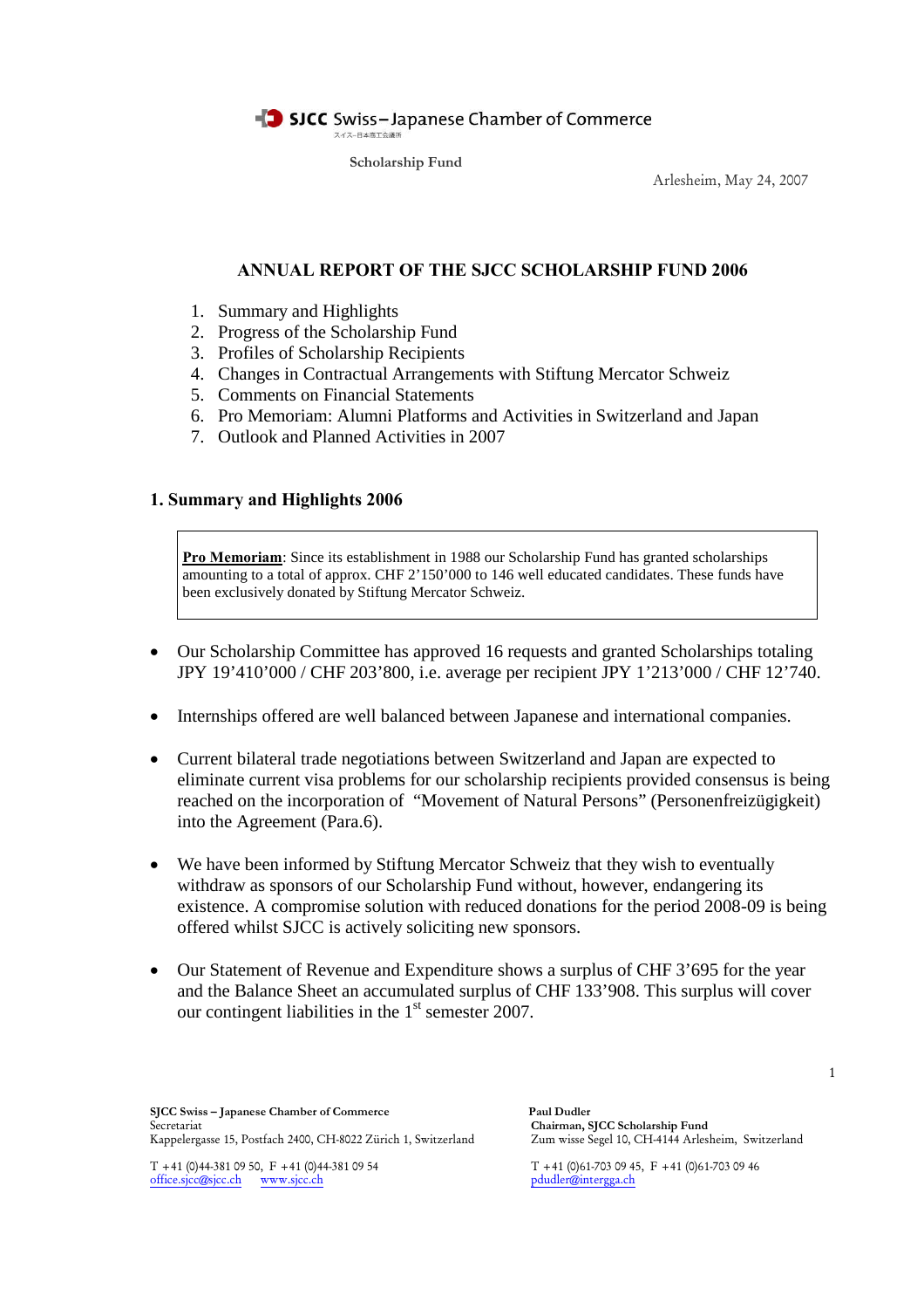SJCC Swiss – Japanese Chamber of Commerce

スイス–日本商工会議所

Scholarship Fund

Arlesheim, May 24, 2007

# ANNUAL REPORT OF THE SJCC SCHOLARSHIP FUND 2006

1. Summary and Highlights
2. Progress of the Scholarship Fund
3. Profiles of Scholarship Recipients
4. Changes in Contractual Arrangements with Stiftung Mercator Schweiz
5. Comments on Financial Statements
6. Pro Memoriam: Alumni Platforms and Activities in Switzerland and Japan
7. Outlook and Planned Activities in 2007

## 1. Summary and Highlights 2006

> **Pro Memoriam**: Since its establishment in 1988 our Scholarship Fund has granted scholarships amounting to a total of approx. CHF 2'150'000 to 146 well educated candidates. These funds have been exclusively donated by Stiftung Mercator Schweiz.

- Our Scholarship Committee has approved 16 requests and granted Scholarships totaling JPY 19'410'000 / CHF 203'800, i.e. average per recipient JPY 1'213'000 / CHF 12'740.

- Internships offered are well balanced between Japanese and international companies.

- Current bilateral trade negotiations between Switzerland and Japan are expected to eliminate current visa problems for our scholarship recipients provided consensus is being reached on the incorporation of "Movement of Natural Persons" (Personenfreizügigkeit) into the Agreement (Para.6).

- We have been informed by Stiftung Mercator Schweiz that they wish to eventually withdraw as sponsors of our Scholarship Fund without, however, endangering its existence. A compromise solution with reduced donations for the period 2008-09 is being offered whilst SJCC is actively soliciting new sponsors.

- Our Statement of Revenue and Expenditure shows a surplus of CHF 3'695 for the year and the Balance Sheet an accumulated surplus of CHF 133'908. This surplus will cover our contingent liabilities in the 1st semester 2007.

**SJCC Swiss – Japanese Chamber of Commerce**
Secretariat
Kappelergasse 15, Postfach 2400, CH-8022 Zürich 1, Switzerland

T +41 (0)44-381 09 50, F +41 (0)44-381 09 54
office.sjcc@sjcc.ch www.sjcc.ch

**Paul Dudler**
**Chairman, SJCC Scholarship Fund**
Zum wisse Segel 10, CH-4144 Arlesheim, Switzerland

T +41 (0)61-703 09 45, F +41 (0)61-703 09 46
pdudler@intergga.ch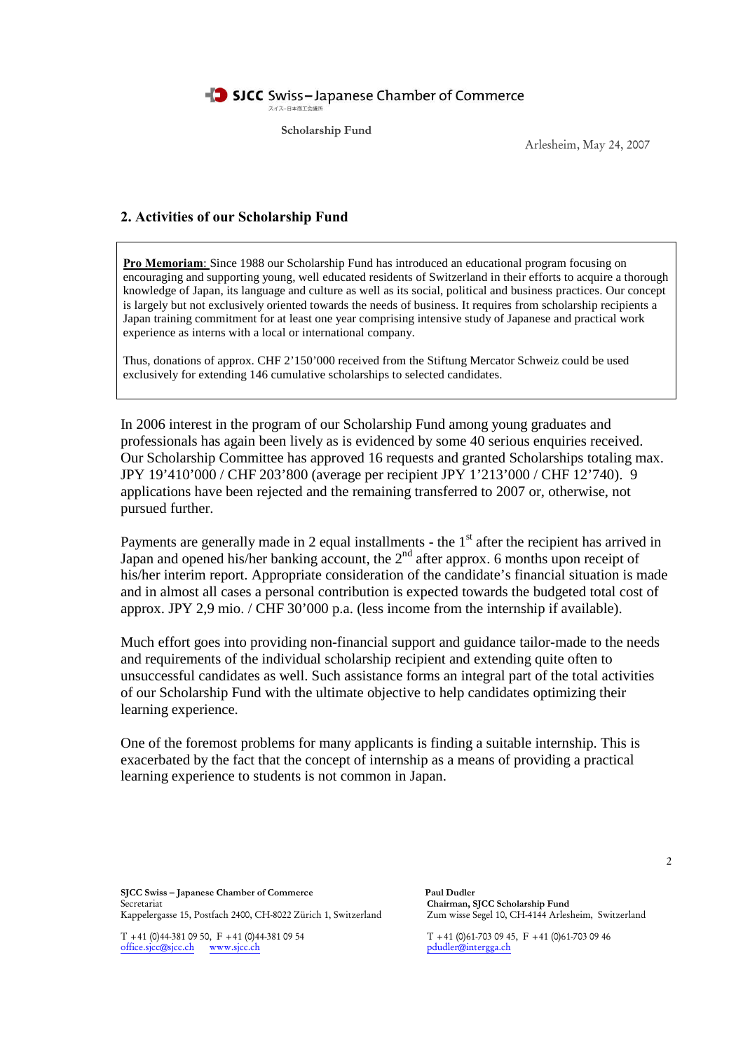Scholarship Fund

Arlesheim, May 24, 2007

## 2. Activities of our Scholarship Fund

**Pro Memoriam**: Since 1988 our Scholarship Fund has introduced an educational program focusing on encouraging and supporting young, well educated residents of Switzerland in their efforts to acquire a thorough knowledge of Japan, its language and culture as well as its social, political and business practices. Our concept is largely but not exclusively oriented towards the needs of business. It requires from scholarship recipients a Japan training commitment for at least one year comprising intensive study of Japanese and practical work experience as interns with a local or international company.

Thus, donations of approx. CHF 2’150’000 received from the Stiftung Mercator Schweiz could be used exclusively for extending 146 cumulative scholarships to selected candidates.

In 2006 interest in the program of our Scholarship Fund among young graduates and professionals has again been lively as is evidenced by some 40 serious enquiries received. Our Scholarship Committee has approved 16 requests and granted Scholarships totaling max. JPY 19’410’000 / CHF 203’800 (average per recipient JPY 1’213’000 / CHF 12’740). 9 applications have been rejected and the remaining transferred to 2007 or, otherwise, not pursued further.

Payments are generally made in 2 equal installments - the 1st after the recipient has arrived in Japan and opened his/her banking account, the 2nd after approx. 6 months upon receipt of his/her interim report. Appropriate consideration of the candidate’s financial situation is made and in almost all cases a personal contribution is expected towards the budgeted total cost of approx. JPY 2,9 mio. / CHF 30’000 p.a. (less income from the internship if available).

Much effort goes into providing non-financial support and guidance tailor-made to the needs and requirements of the individual scholarship recipient and extending quite often to unsuccessful candidates as well. Such assistance forms an integral part of the total activities of our Scholarship Fund with the ultimate objective to help candidates optimizing their learning experience.

One of the foremost problems for many applicants is finding a suitable internship. This is exacerbated by the fact that the concept of internship as a means of providing a practical learning experience to students is not common in Japan.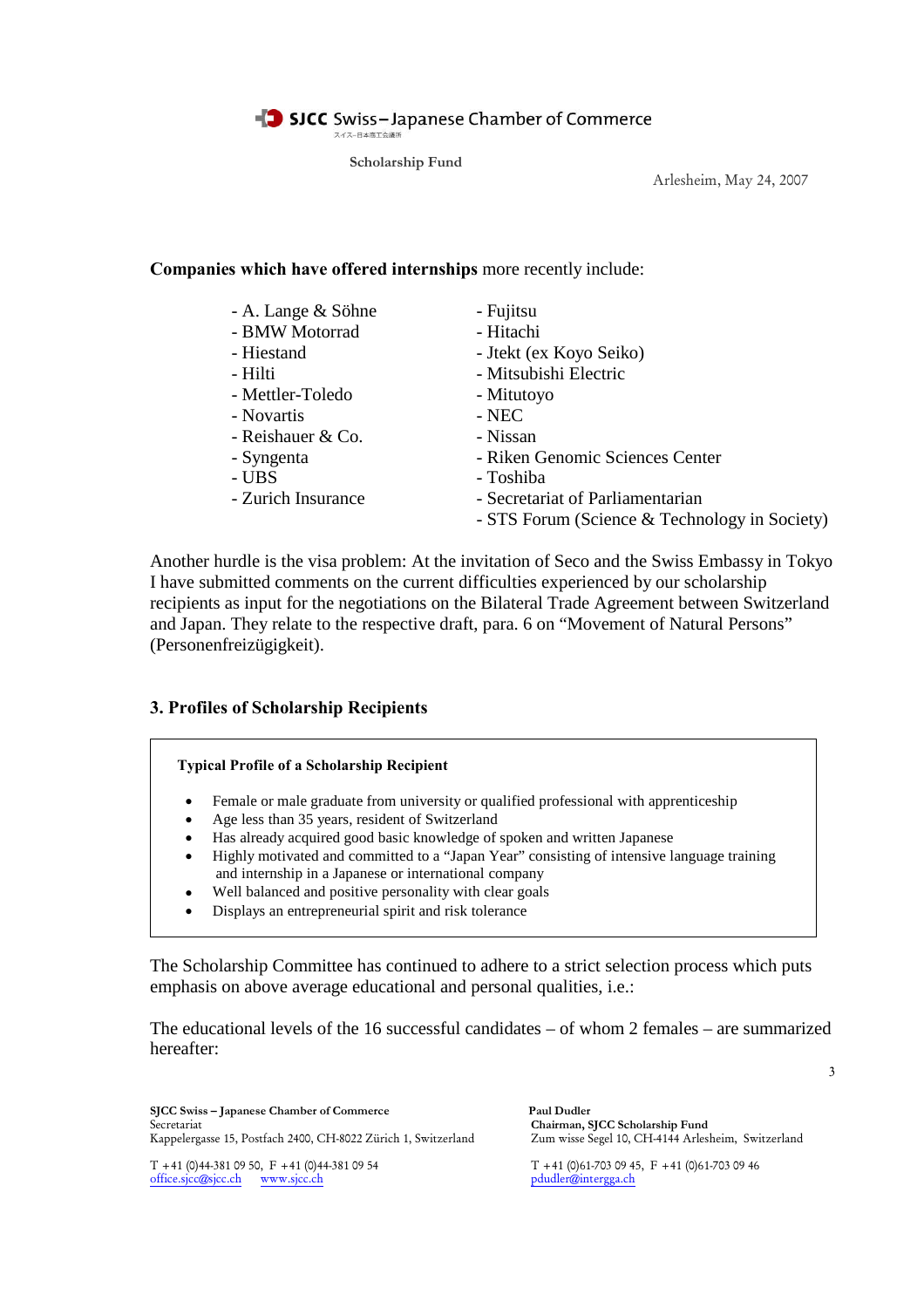**Companies which have offered internships** more recently include:

| | |
|---|---|
| - A. Lange & Söhne | - Fujitsu |
| - BMW Motorrad | - Hitachi |
| - Hiestand | - Jtekt (ex Koyo Seiko) |
| - Hilti | - Mitsubishi Electric |
| - Mettler-Toledo | - Mitutoyo |
| - Novartis | - NEC |
| - Reishauer & Co. | - Nissan |
| - Syngenta | - Riken Genomic Sciences Center |
| - UBS | - Toshiba |
| - Zurich Insurance | - Secretariat of Parliamentarian |
| | - STS Forum (Science & Technology in Society) |

Another hurdle is the visa problem: At the invitation of Seco and the Swiss Embassy in Tokyo I have submitted comments on the current difficulties experienced by our scholarship recipients as input for the negotiations on the Bilateral Trade Agreement between Switzerland and Japan. They relate to the respective draft, para. 6 on "Movement of Natural Persons" (Personenfreizügigkeit).

## 3. Profiles of Scholarship Recipients

**Typical Profile of a Scholarship Recipient**

- Female or male graduate from university or qualified professional with apprenticeship
- Age less than 35 years, resident of Switzerland
- Has already acquired good basic knowledge of spoken and written Japanese
- Highly motivated and committed to a "Japan Year" consisting of intensive language training and internship in a Japanese or international company
- Well balanced and positive personality with clear goals
- Displays an entrepreneurial spirit and risk tolerance

The Scholarship Committee has continued to adhere to a strict selection process which puts emphasis on above average educational and personal qualities, i.e.:

The educational levels of the 16 successful candidates – of whom 2 females – are summarized hereafter: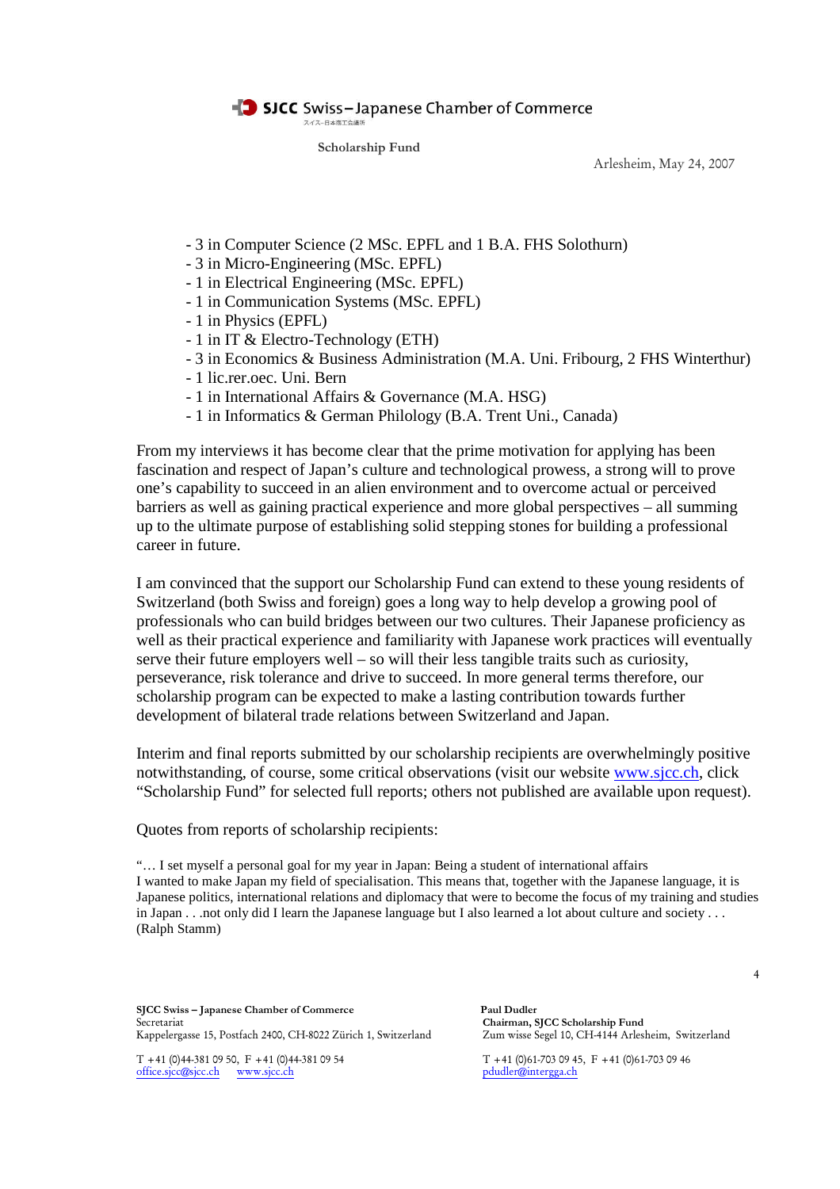- 3 in Computer Science (2 MSc. EPFL and 1 B.A. FHS Solothurn)
- 3 in Micro-Engineering (MSc. EPFL)
- 1 in Electrical Engineering (MSc. EPFL)
- 1 in Communication Systems (MSc. EPFL)
- 1 in Physics (EPFL)
- 1 in IT & Electro-Technology (ETH)
- 3 in Economics & Business Administration (M.A. Uni. Fribourg, 2 FHS Winterthur)
- 1 lic.rer.oec. Uni. Bern
- 1 in International Affairs & Governance (M.A. HSG)
- 1 in Informatics & German Philology (B.A. Trent Uni., Canada)

From my interviews it has become clear that the prime motivation for applying has been fascination and respect of Japan's culture and technological prowess, a strong will to prove one's capability to succeed in an alien environment and to overcome actual or perceived barriers as well as gaining practical experience and more global perspectives – all summing up to the ultimate purpose of establishing solid stepping stones for building a professional career in future.

I am convinced that the support our Scholarship Fund can extend to these young residents of Switzerland (both Swiss and foreign) goes a long way to help develop a growing pool of professionals who can build bridges between our two cultures. Their Japanese proficiency as well as their practical experience and familiarity with Japanese work practices will eventually serve their future employers well – so will their less tangible traits such as curiosity, perseverance, risk tolerance and drive to succeed. In more general terms therefore, our scholarship program can be expected to make a lasting contribution towards further development of bilateral trade relations between Switzerland and Japan.

Interim and final reports submitted by our scholarship recipients are overwhelmingly positive notwithstanding, of course, some critical observations (visit our website www.sjcc.ch, click "Scholarship Fund" for selected full reports; others not published are available upon request).

Quotes from reports of scholarship recipients:

"… I set myself a personal goal for my year in Japan: Being a student of international affairs I wanted to make Japan my field of specialisation. This means that, together with the Japanese language, it is Japanese politics, international relations and diplomacy that were to become the focus of my training and studies in Japan . . .not only did I learn the Japanese language but I also learned a lot about culture and society . . . (Ralph Stamm)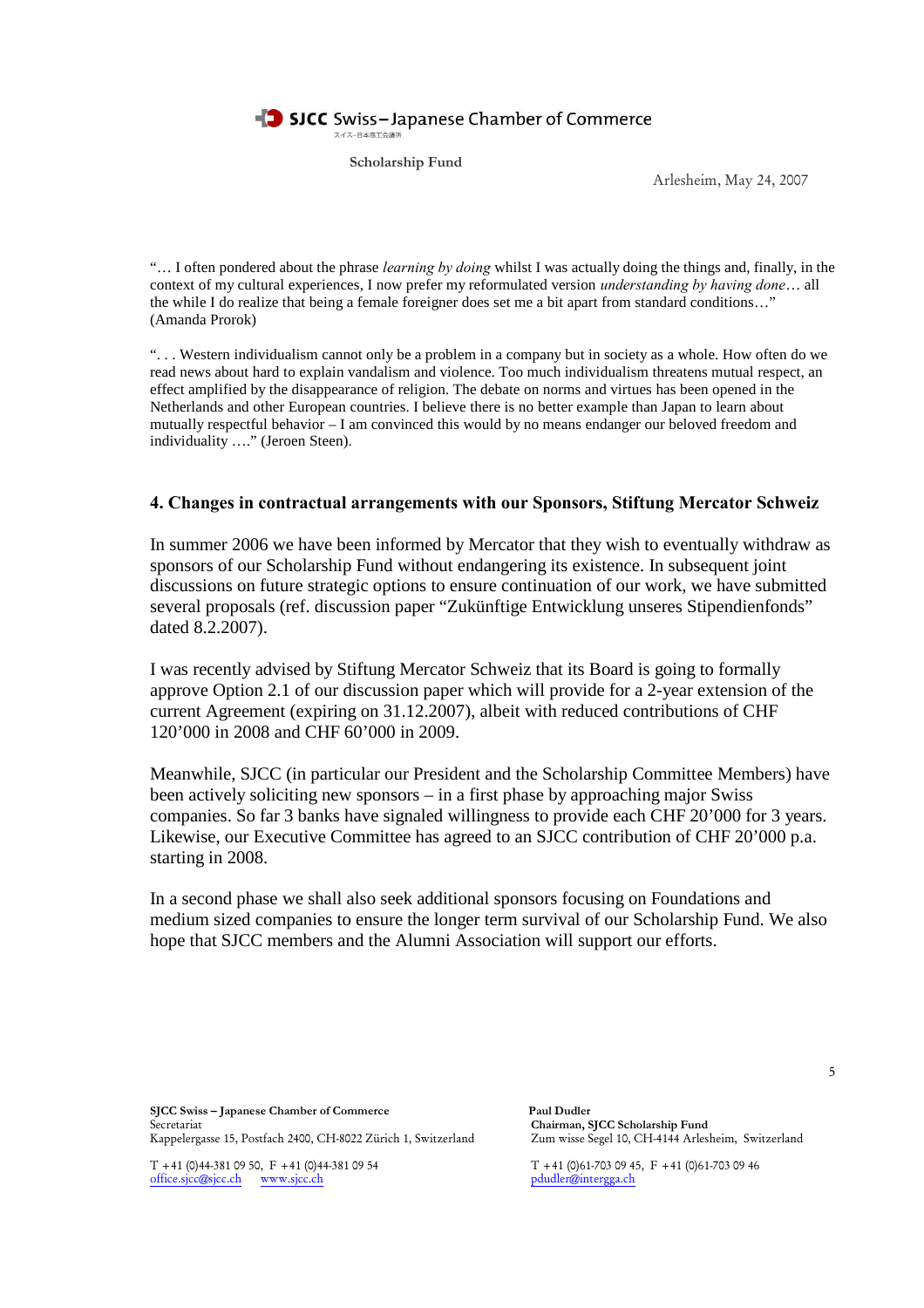**SJCC** Swiss–Japanese Chamber of Commerce

スイス-日本商工会議所

Scholarship Fund

Arlesheim, May 24, 2007

"… I often pondered about the phrase *learning by doing* whilst I was actually doing the things and, finally, in the context of my cultural experiences, I now prefer my reformulated version *understanding by having done*… all the while I do realize that being a female foreigner does set me a bit apart from standard conditions…" (Amanda Prorok)

". . . Western individualism cannot only be a problem in a company but in society as a whole. How often do we read news about hard to explain vandalism and violence. Too much individualism threatens mutual respect, an effect amplified by the disappearance of religion. The debate on norms and virtues has been opened in the Netherlands and other European countries. I believe there is no better example than Japan to learn about mutually respectful behavior – I am convinced this would by no means endanger our beloved freedom and individuality …." (Jeroen Steen).

## 4. Changes in contractual arrangements with our Sponsors, Stiftung Mercator Schweiz

In summer 2006 we have been informed by Mercator that they wish to eventually withdraw as sponsors of our Scholarship Fund without endangering its existence. In subsequent joint discussions on future strategic options to ensure continuation of our work, we have submitted several proposals (ref. discussion paper "Zukünftige Entwicklung unseres Stipendienfonds" dated 8.2.2007).

I was recently advised by Stiftung Mercator Schweiz that its Board is going to formally approve Option 2.1 of our discussion paper which will provide for a 2-year extension of the current Agreement (expiring on 31.12.2007), albeit with reduced contributions of CHF 120'000 in 2008 and CHF 60'000 in 2009.

Meanwhile, SJCC (in particular our President and the Scholarship Committee Members) have been actively soliciting new sponsors – in a first phase by approaching major Swiss companies. So far 3 banks have signaled willingness to provide each CHF 20'000 for 3 years. Likewise, our Executive Committee has agreed to an SJCC contribution of CHF 20'000 p.a. starting in 2008.

In a second phase we shall also seek additional sponsors focusing on Foundations and medium sized companies to ensure the longer term survival of our Scholarship Fund. We also hope that SJCC members and the Alumni Association will support our efforts.

**SJCC Swiss – Japanese Chamber of Commerce**
Secretariat
Kappelergasse 15, Postfach 2400, CH-8022 Zürich 1, Switzerland

T +41 (0)44-381 09 50, F +41 (0)44-381 09 54
office.sjcc@sjcc.ch www.sjcc.ch

**Paul Dudler**
**Chairman, SJCC Scholarship Fund**
Zum wisse Segel 10, CH-4144 Arlesheim, Switzerland

T +41 (0)61-703 09 45, F +41 (0)61-703 09 46
pdudler@intergga.ch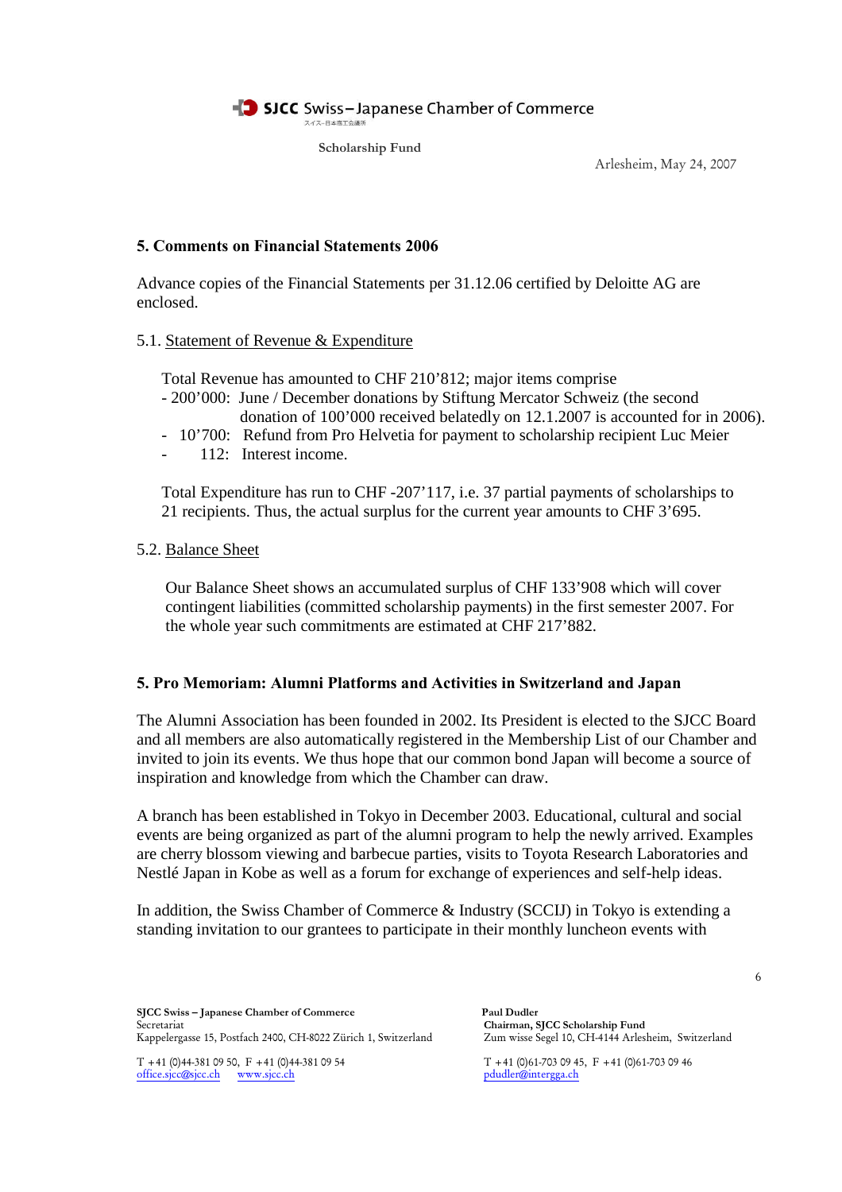SJCC Swiss–Japanese Chamber of Commerce

Scholarship Fund

Arlesheim, May 24, 2007

## 5. Comments on Financial Statements 2006

Advance copies of the Financial Statements per 31.12.06 certified by Deloitte AG are enclosed.

### 5.1. Statement of Revenue & Expenditure

Total Revenue has amounted to CHF 210'812; major items comprise

- 200'000: June / December donations by Stiftung Mercator Schweiz (the second donation of 100'000 received belatedly on 12.1.2007 is accounted for in 2006).
- 10'700: Refund from Pro Helvetia for payment to scholarship recipient Luc Meier
- 112: Interest income.

Total Expenditure has run to CHF -207'117, i.e. 37 partial payments of scholarships to 21 recipients. Thus, the actual surplus for the current year amounts to CHF 3'695.

### 5.2. Balance Sheet

Our Balance Sheet shows an accumulated surplus of CHF 133'908 which will cover contingent liabilities (committed scholarship payments) in the first semester 2007. For the whole year such commitments are estimated at CHF 217'882.

## 5. Pro Memoriam: Alumni Platforms and Activities in Switzerland and Japan

The Alumni Association has been founded in 2002. Its President is elected to the SJCC Board and all members are also automatically registered in the Membership List of our Chamber and invited to join its events. We thus hope that our common bond Japan will become a source of inspiration and knowledge from which the Chamber can draw.

A branch has been established in Tokyo in December 2003. Educational, cultural and social events are being organized as part of the alumni program to help the newly arrived. Examples are cherry blossom viewing and barbecue parties, visits to Toyota Research Laboratories and Nestlé Japan in Kobe as well as a forum for exchange of experiences and self-help ideas.

In addition, the Swiss Chamber of Commerce & Industry (SCCIJ) in Tokyo is extending a standing invitation to our grantees to participate in their monthly luncheon events with

**SJCC Swiss – Japanese Chamber of Commerce**
Secretariat
Kappelergasse 15, Postfach 2400, CH-8022 Zürich 1, Switzerland
T +41 (0)44-381 09 50, F +41 (0)44-381 09 54
office.sjcc@sjcc.ch www.sjcc.ch

**Paul Dudler**
**Chairman, SJCC Scholarship Fund**
Zum wisse Segel 10, CH-4144 Arlesheim, Switzerland
T +41 (0)61-703 09 45, F +41 (0)61-703 09 46
pdudler@intergga.ch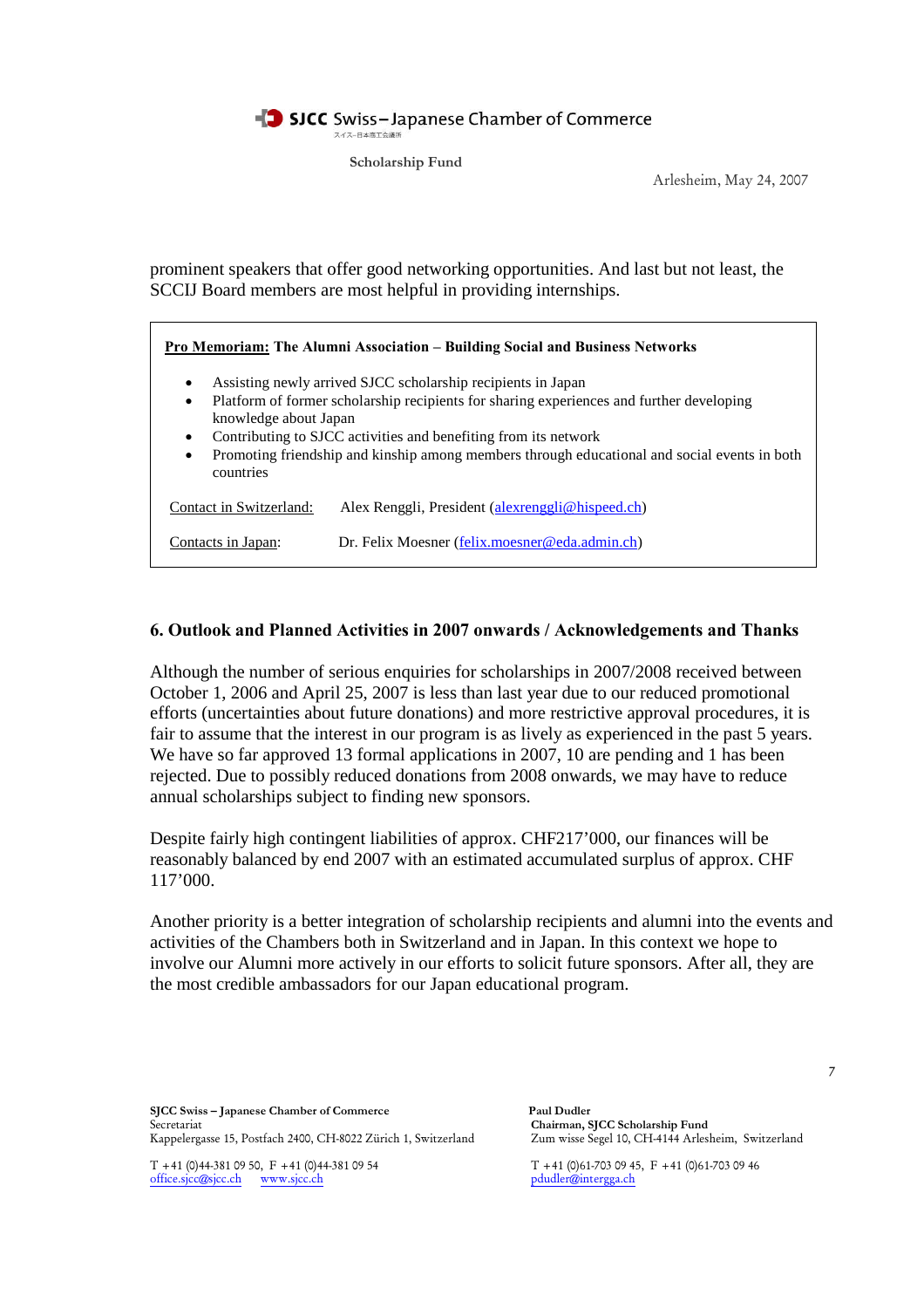prominent speakers that offer good networking opportunities. And last but not least, the SCCIJ Board members are most helpful in providing internships.

**Pro Memoriam: The Alumni Association – Building Social and Business Networks**

- Assisting newly arrived SJCC scholarship recipients in Japan
- Platform of former scholarship recipients for sharing experiences and further developing knowledge about Japan
- Contributing to SJCC activities and benefiting from its network
- Promoting friendship and kinship among members through educational and social events in both countries

Contact in Switzerland: Alex Renggli, President (alexrenggli@hispeed.ch)

Contacts in Japan: Dr. Felix Moesner (felix.moesner@eda.admin.ch)

## 6. Outlook and Planned Activities in 2007 onwards / Acknowledgements and Thanks

Although the number of serious enquiries for scholarships in 2007/2008 received between October 1, 2006 and April 25, 2007 is less than last year due to our reduced promotional efforts (uncertainties about future donations) and more restrictive approval procedures, it is fair to assume that the interest in our program is as lively as experienced in the past 5 years. We have so far approved 13 formal applications in 2007, 10 are pending and 1 has been rejected. Due to possibly reduced donations from 2008 onwards, we may have to reduce annual scholarships subject to finding new sponsors.

Despite fairly high contingent liabilities of approx. CHF217'000, our finances will be reasonably balanced by end 2007 with an estimated accumulated surplus of approx. CHF 117'000.

Another priority is a better integration of scholarship recipients and alumni into the events and activities of the Chambers both in Switzerland and in Japan. In this context we hope to involve our Alumni more actively in our efforts to solicit future sponsors. After all, they are the most credible ambassadors for our Japan educational program.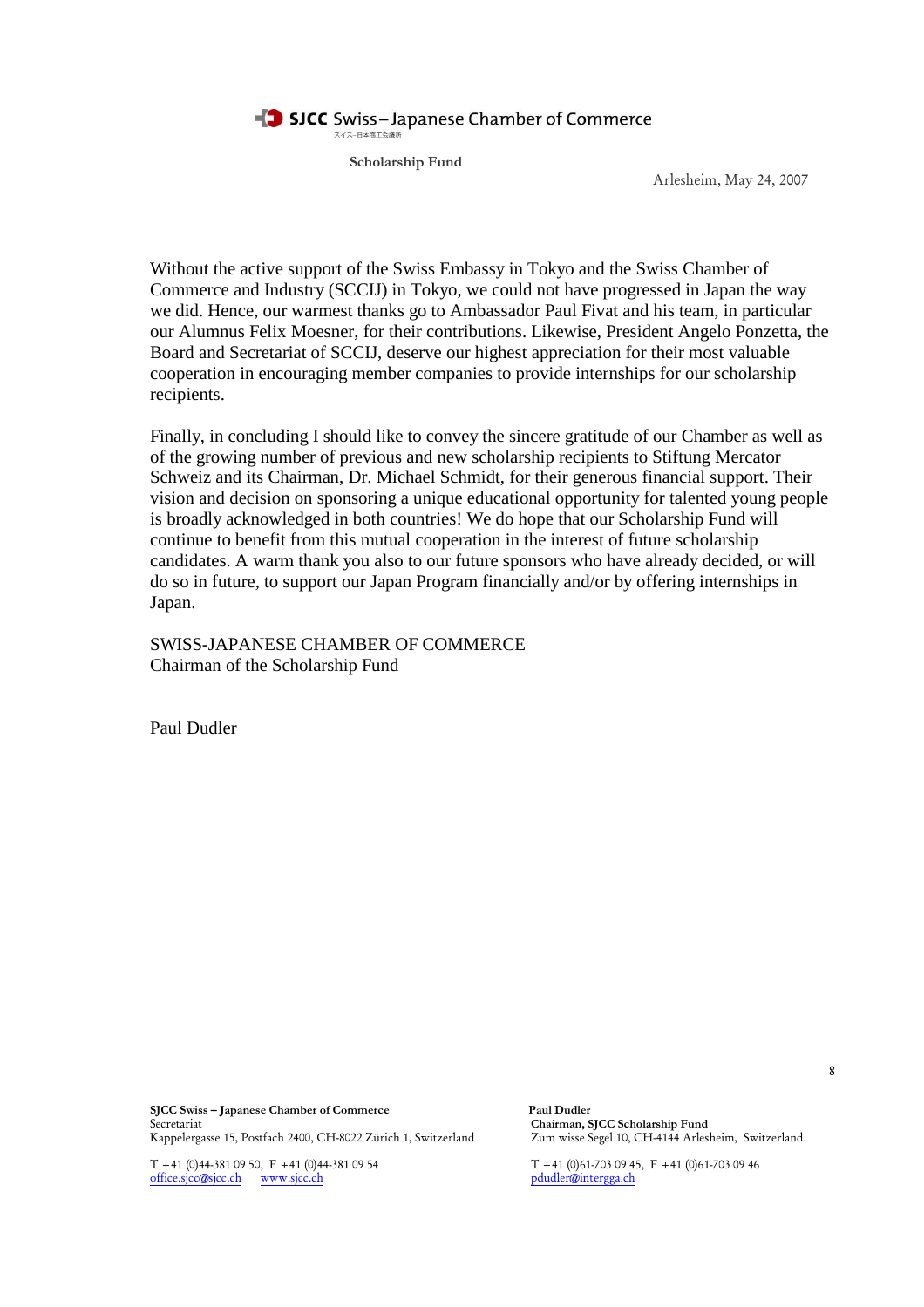SJCC Swiss–Japanese Chamber of Commerce
スイス–日本商工会議所

**Scholarship Fund**

Arlesheim, May 24, 2007

Without the active support of the Swiss Embassy in Tokyo and the Swiss Chamber of Commerce and Industry (SCCIJ) in Tokyo, we could not have progressed in Japan the way we did. Hence, our warmest thanks go to Ambassador Paul Fivat and his team, in particular our Alumnus Felix Moesner, for their contributions. Likewise, President Angelo Ponzetta, the Board and Secretariat of SCCIJ, deserve our highest appreciation for their most valuable cooperation in encouraging member companies to provide internships for our scholarship recipients.

Finally, in concluding I should like to convey the sincere gratitude of our Chamber as well as of the growing number of previous and new scholarship recipients to Stiftung Mercator Schweiz and its Chairman, Dr. Michael Schmidt, for their generous financial support. Their vision and decision on sponsoring a unique educational opportunity for talented young people is broadly acknowledged in both countries! We do hope that our Scholarship Fund will continue to benefit from this mutual cooperation in the interest of future scholarship candidates. A warm thank you also to our future sponsors who have already decided, or will do so in future, to support our Japan Program financially and/or by offering internships in Japan.

SWISS-JAPANESE CHAMBER OF COMMERCE
Chairman of the Scholarship Fund

Paul Dudler

**SJCC Swiss – Japanese Chamber of Commerce**
Secretariat
Kappelergasse 15, Postfach 2400, CH-8022 Zürich 1, Switzerland

T +41 (0)44-381 09 50, F +41 (0)44-381 09 54
office.sjcc@sjcc.ch www.sjcc.ch

**Paul Dudler**
**Chairman, SJCC Scholarship Fund**
Zum wisse Segel 10, CH-4144 Arlesheim, Switzerland

T +41 (0)61-703 09 45, F +41 (0)61-703 09 46
pdudler@intergga.ch